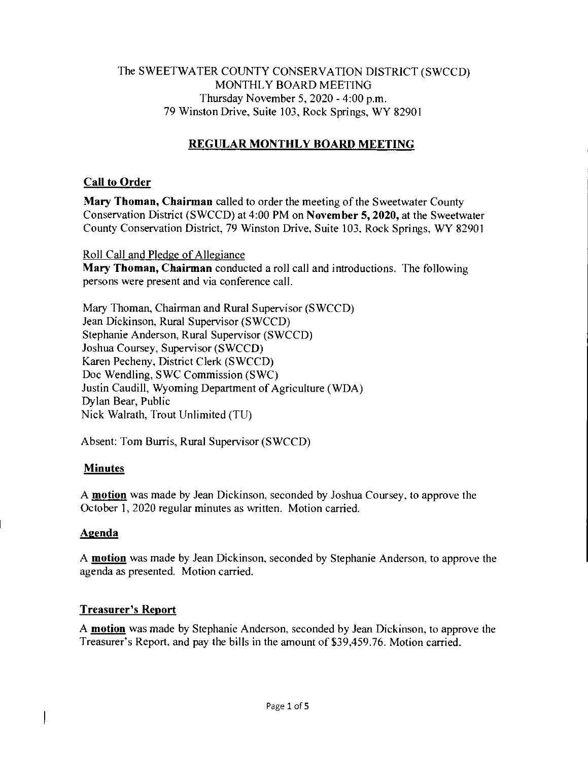The SWEETWATER COUNTY CONSERVATION DISTRICT (SWCCD)
MONTHLY BOARD MEETING
Thursday November 5, 2020 - 4:00 p.m.
79 Winston Drive, Suite 103, Rock Springs, WY 82901

# REGULAR MONTHLY BOARD MEETING

## Call to Order

**Mary Thoman, Chairman** called to order the meeting of the Sweetwater County Conservation District (SWCCD) at 4:00 PM on **November 5, 2020,** at the Sweetwater County Conservation District, 79 Winston Drive, Suite 103, Rock Springs, WY 82901

Roll Call and Pledge of Allegiance

**Mary Thoman, Chairman** conducted a roll call and introductions. The following persons were present and via conference call.

Mary Thoman, Chairman and Rural Supervisor (SWCCD)
Jean Dickinson, Rural Supervisor (SWCCD)
Stephanie Anderson, Rural Supervisor (SWCCD)
Joshua Coursey, Supervisor (SWCCD)
Karen Pecheny, District Clerk (SWCCD)
Doc Wendling, SWC Commission (SWC)
Justin Caudill, Wyoming Department of Agriculture (WDA)
Dylan Bear, Public
Nick Walrath, Trout Unlimited (TU)

Absent: Tom Burris, Rural Supervisor (SWCCD)

## Minutes

A **motion** was made by Jean Dickinson, seconded by Joshua Coursey, to approve the October 1, 2020 regular minutes as written. Motion carried.

## Agenda

A **motion** was made by Jean Dickinson, seconded by Stephanie Anderson, to approve the agenda as presented. Motion carried.

## Treasurer's Report

A **motion** was made by Stephanie Anderson, seconded by Jean Dickinson, to approve the Treasurer's Report, and pay the bills in the amount of $39,459.76. Motion carried.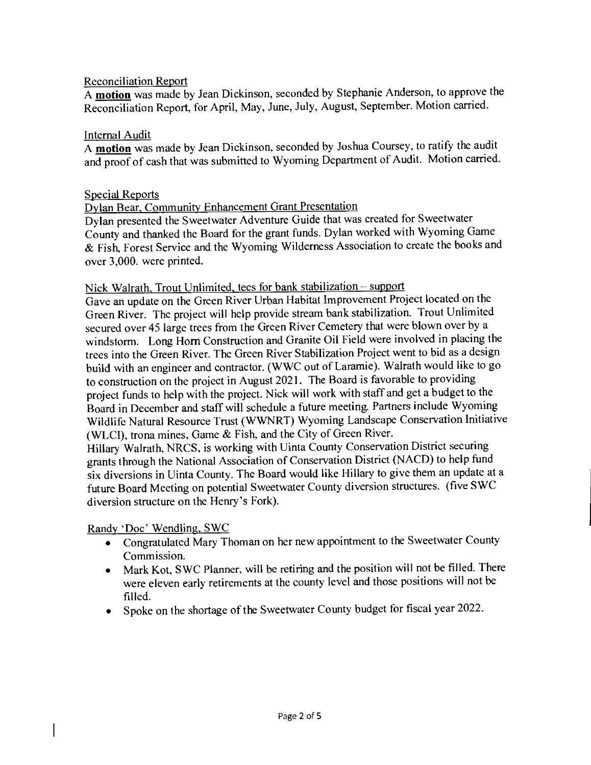Reconciliation Report

A **motion** was made by Jean Dickinson, seconded by Stephanie Anderson, to approve the Reconciliation Report, for April, May, June, July, August, September. Motion carried.

Internal Audit

A **motion** was made by Jean Dickinson, seconded by Joshua Coursey, to ratify the audit and proof of cash that was submitted to Wyoming Department of Audit. Motion carried.

Special Reports

Dylan Bear, Community Enhancement Grant Presentation

Dylan presented the Sweetwater Adventure Guide that was created for Sweetwater County and thanked the Board for the grant funds. Dylan worked with Wyoming Game & Fish, Forest Service and the Wyoming Wilderness Association to create the books and over 3,000. were printed.

Nick Walrath, Trout Unlimited, tees for bank stabilization – support

Gave an update on the Green River Urban Habitat Improvement Project located on the Green River. The project will help provide stream bank stabilization. Trout Unlimited secured over 45 large trees from the Green River Cemetery that were blown over by a windstorm. Long Horn Construction and Granite Oil Field were involved in placing the trees into the Green River. The Green River Stabilization Project went to bid as a design build with an engineer and contractor. (WWC out of Laramie). Walrath would like to go to construction on the project in August 2021. The Board is favorable to providing project funds to help with the project. Nick will work with staff and get a budget to the Board in December and staff will schedule a future meeting. Partners include Wyoming Wildlife Natural Resource Trust (WWNRT) Wyoming Landscape Conservation Initiative (WLCI), trona mines, Game & Fish, and the City of Green River.

Hillary Walrath, NRCS, is working with Uinta County Conservation District securing grants through the National Association of Conservation District (NACD) to help fund six diversions in Uinta County. The Board would like Hillary to give them an update at a future Board Meeting on potential Sweetwater County diversion structures. (five SWC diversion structure on the Henry's Fork).

Randy 'Doc' Wendling, SWC

- Congratulated Mary Thoman on her new appointment to the Sweetwater County Commission.
- Mark Kot, SWC Planner, will be retiring and the position will not be filled. There were eleven early retirements at the county level and those positions will not be filled.
- Spoke on the shortage of the Sweetwater County budget for fiscal year 2022.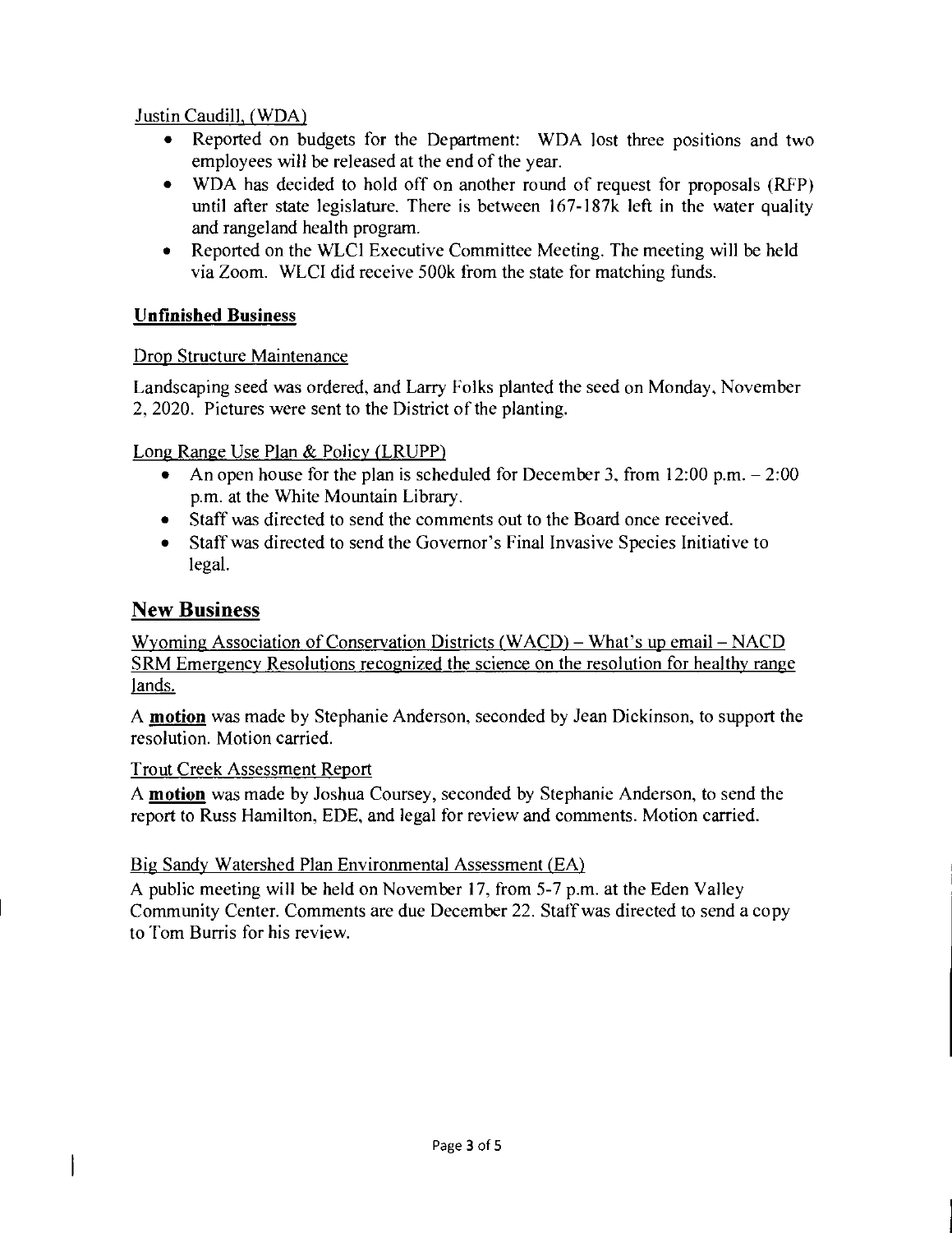Justin Caudill, (WDA)

- Reported on budgets for the Department: WDA lost three positions and two employees will be released at the end of the year.
- WDA has decided to hold off on another round of request for proposals (RFP) until after state legislature. There is between 167-187k left in the water quality and rangeland health program.
- Reported on the WLCI Executive Committee Meeting. The meeting will be held via Zoom. WLCI did receive 500k from the state for matching funds.

**Unfinished Business**

Drop Structure Maintenance

Landscaping seed was ordered, and Larry Folks planted the seed on Monday, November 2, 2020. Pictures were sent to the District of the planting.

Long Range Use Plan & Policy (LRUPP)

- An open house for the plan is scheduled for December 3, from 12:00 p.m. – 2:00 p.m. at the White Mountain Library.
- Staff was directed to send the comments out to the Board once received.
- Staff was directed to send the Governor's Final Invasive Species Initiative to legal.

## New Business

Wyoming Association of Conservation Districts (WACD) – What's up email – NACD SRM Emergency Resolutions recognized the science on the resolution for healthy range lands.

A **motion** was made by Stephanie Anderson, seconded by Jean Dickinson, to support the resolution. Motion carried.

Trout Creek Assessment Report

A **motion** was made by Joshua Coursey, seconded by Stephanie Anderson, to send the report to Russ Hamilton, EDE, and legal for review and comments. Motion carried.

Big Sandy Watershed Plan Environmental Assessment (EA)

A public meeting will be held on November 17, from 5-7 p.m. at the Eden Valley Community Center. Comments are due December 22. Staff was directed to send a copy to Tom Burris for his review.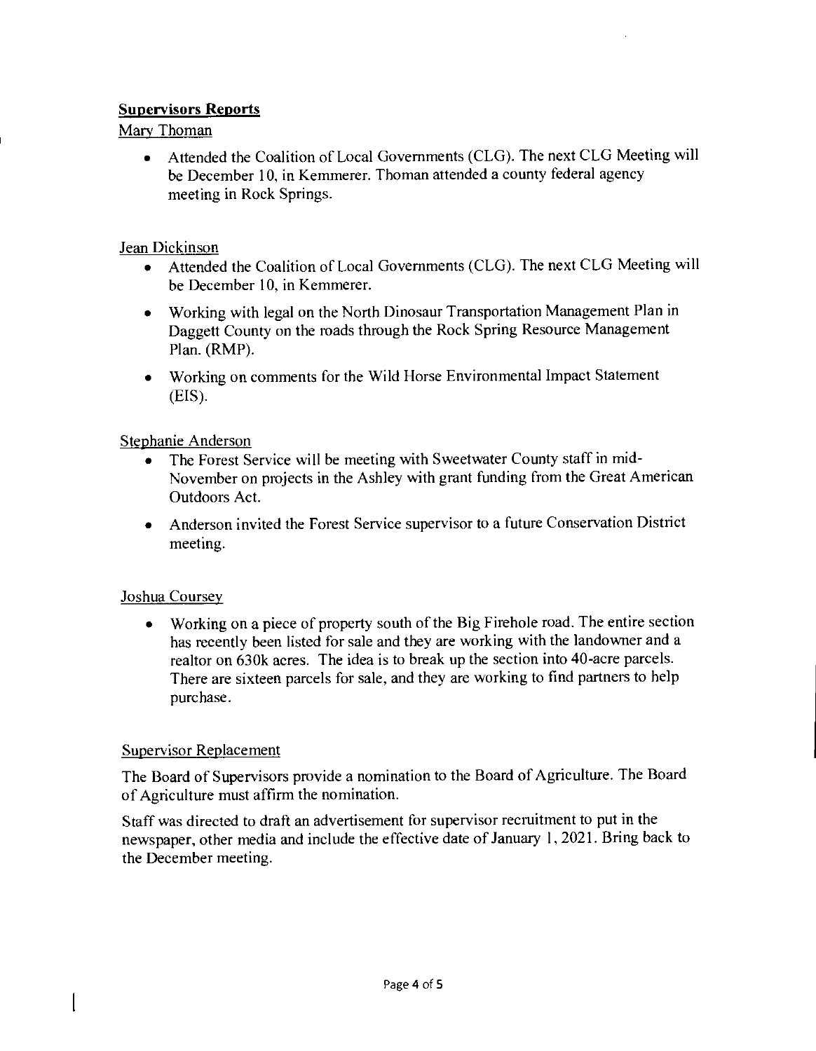## Supervisors Reports

Mary Thoman

- Attended the Coalition of Local Governments (CLG). The next CLG Meeting will be December 10, in Kemmerer. Thoman attended a county federal agency meeting in Rock Springs.

Jean Dickinson

- Attended the Coalition of Local Governments (CLG). The next CLG Meeting will be December 10, in Kemmerer.
- Working with legal on the North Dinosaur Transportation Management Plan in Daggett County on the roads through the Rock Spring Resource Management Plan. (RMP).
- Working on comments for the Wild Horse Environmental Impact Statement (EIS).

Stephanie Anderson

- The Forest Service will be meeting with Sweetwater County staff in mid-November on projects in the Ashley with grant funding from the Great American Outdoors Act.
- Anderson invited the Forest Service supervisor to a future Conservation District meeting.

Joshua Coursey

- Working on a piece of property south of the Big Firehole road. The entire section has recently been listed for sale and they are working with the landowner and a realtor on 630k acres. The idea is to break up the section into 40-acre parcels. There are sixteen parcels for sale, and they are working to find partners to help purchase.

Supervisor Replacement

The Board of Supervisors provide a nomination to the Board of Agriculture. The Board of Agriculture must affirm the nomination.

Staff was directed to draft an advertisement for supervisor recruitment to put in the newspaper, other media and include the effective date of January 1, 2021. Bring back to the December meeting.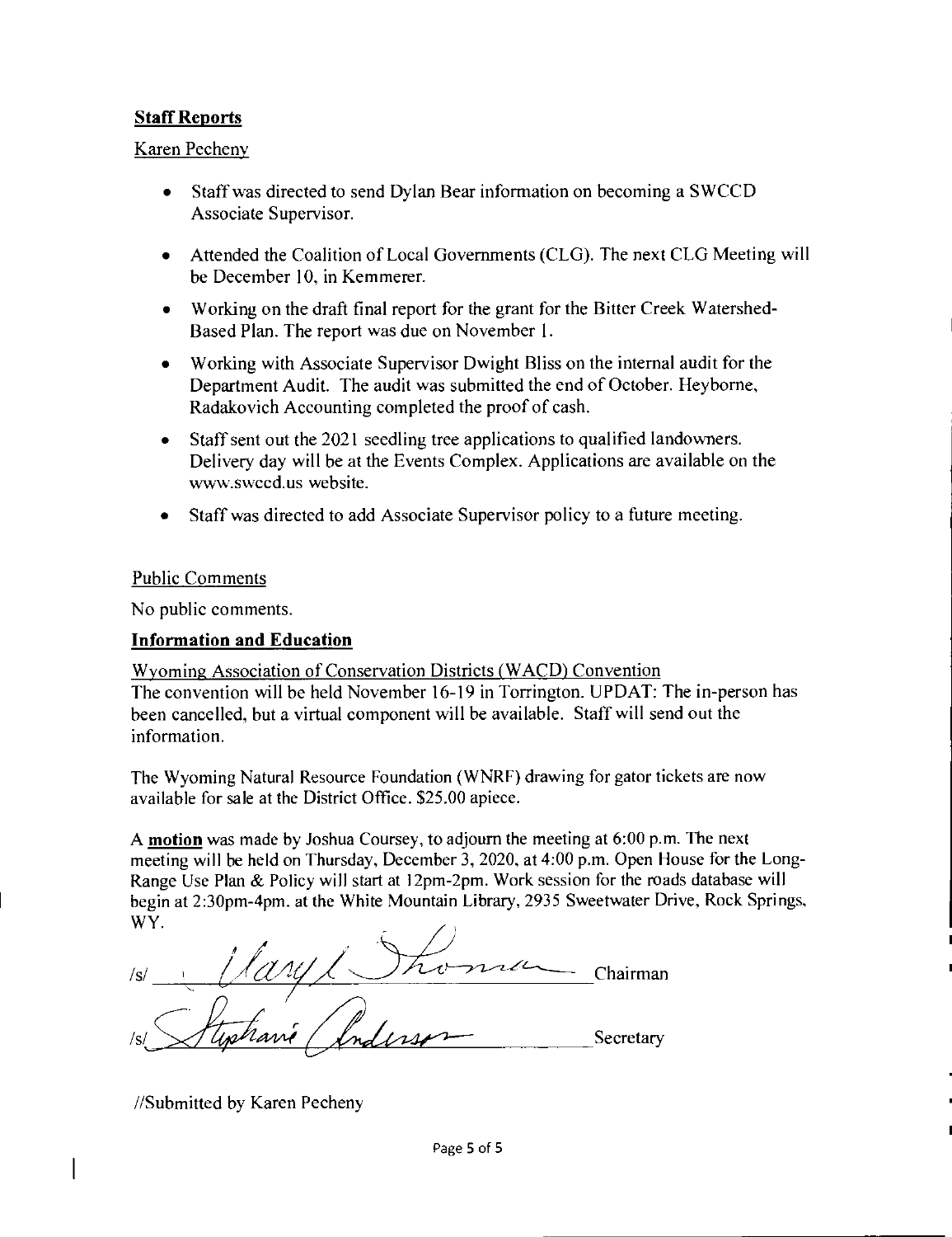**Staff Reports**

Karen Pecheny

- Staff was directed to send Dylan Bear information on becoming a SWCCD Associate Supervisor.
- Attended the Coalition of Local Governments (CLG). The next CLG Meeting will be December 10, in Kemmerer.
- Working on the draft final report for the grant for the Bitter Creek Watershed-Based Plan. The report was due on November 1.
- Working with Associate Supervisor Dwight Bliss on the internal audit for the Department Audit. The audit was submitted the end of October. Heyborne, Radakovich Accounting completed the proof of cash.
- Staff sent out the 2021 seedling tree applications to qualified landowners. Delivery day will be at the Events Complex. Applications are available on the www.swccd.us website.
- Staff was directed to add Associate Supervisor policy to a future meeting.

Public Comments

No public comments.

**Information and Education**

Wyoming Association of Conservation Districts (WACD) Convention

The convention will be held November 16-19 in Torrington. UPDAT: The in-person has been cancelled, but a virtual component will be available. Staff will send out the information.

The Wyoming Natural Resource Foundation (WNRF) drawing for gator tickets are now available for sale at the District Office. $25.00 apiece.

A **motion** was made by Joshua Coursey, to adjourn the meeting at 6:00 p.m. The next meeting will be held on Thursday, December 3, 2020, at 4:00 p.m. Open House for the Long-Range Use Plan & Policy will start at 12pm-2pm. Work session for the roads database will begin at 2:30pm-4pm. at the White Mountain Library, 2935 Sweetwater Drive, Rock Springs, WY.

/s/ Mary L Thoman Chairman

/s/ Stephanie Anderson Secretary

//Submitted by Karen Pecheny